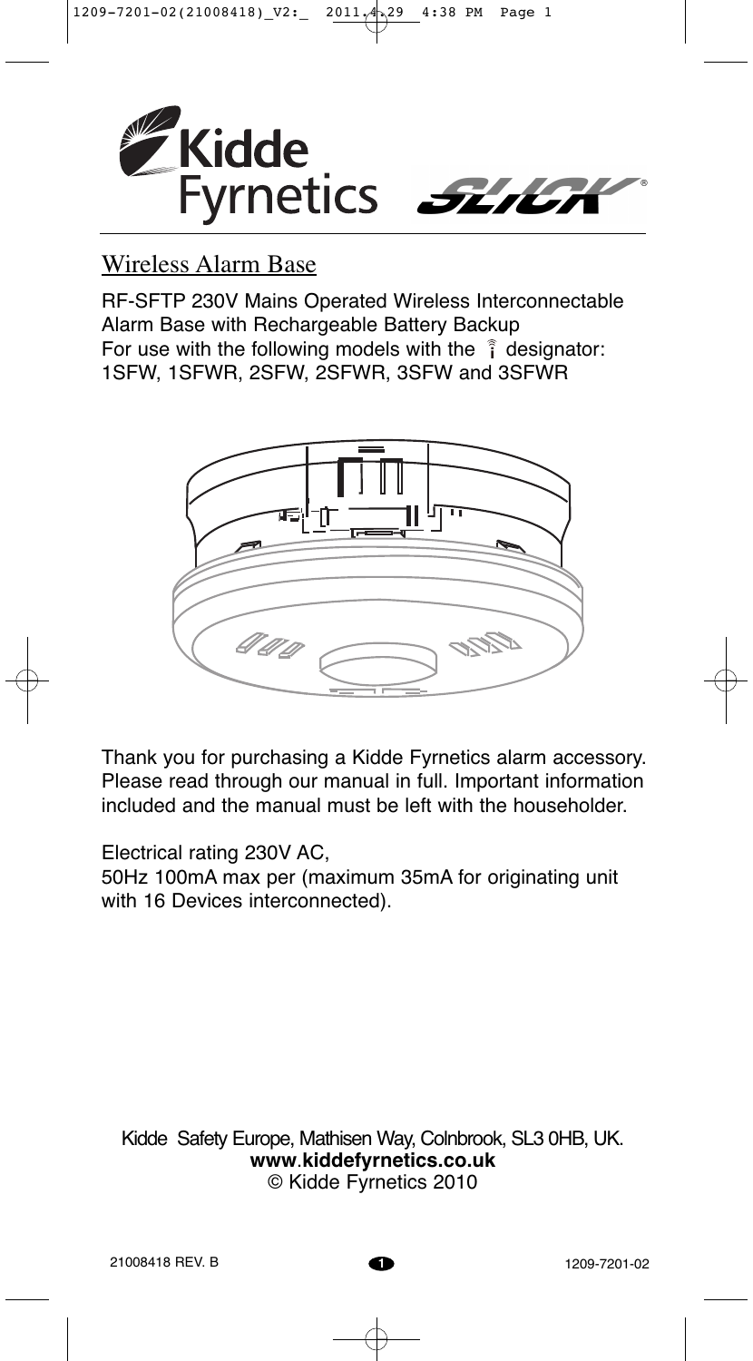Kidde Fyrnetics

SLICK®

## Wireless Alarm Base

RF-SFTP 230V Mains Operated Wireless Interconnectable Alarm Base with Rechargeable Battery Backup
For use with the following models with the designator:
1SFW, 1SFWR, 2SFW, 2SFWR, 3SFW and 3SFWR

Thank you for purchasing a Kidde Fyrnetics alarm accessory. Please read through our manual in full. Important information included and the manual must be left with the householder.

Electrical rating 230V AC,
50Hz 100mA max per (maximum 35mA for originating unit with 16 Devices interconnected).

Kidde Safety Europe, Mathisen Way, Colnbrook, SL3 0HB, UK.
**www.kiddefyrnetics.co.uk**
© Kidde Fyrnetics 2010

21008418 REV. B

1209-7201-02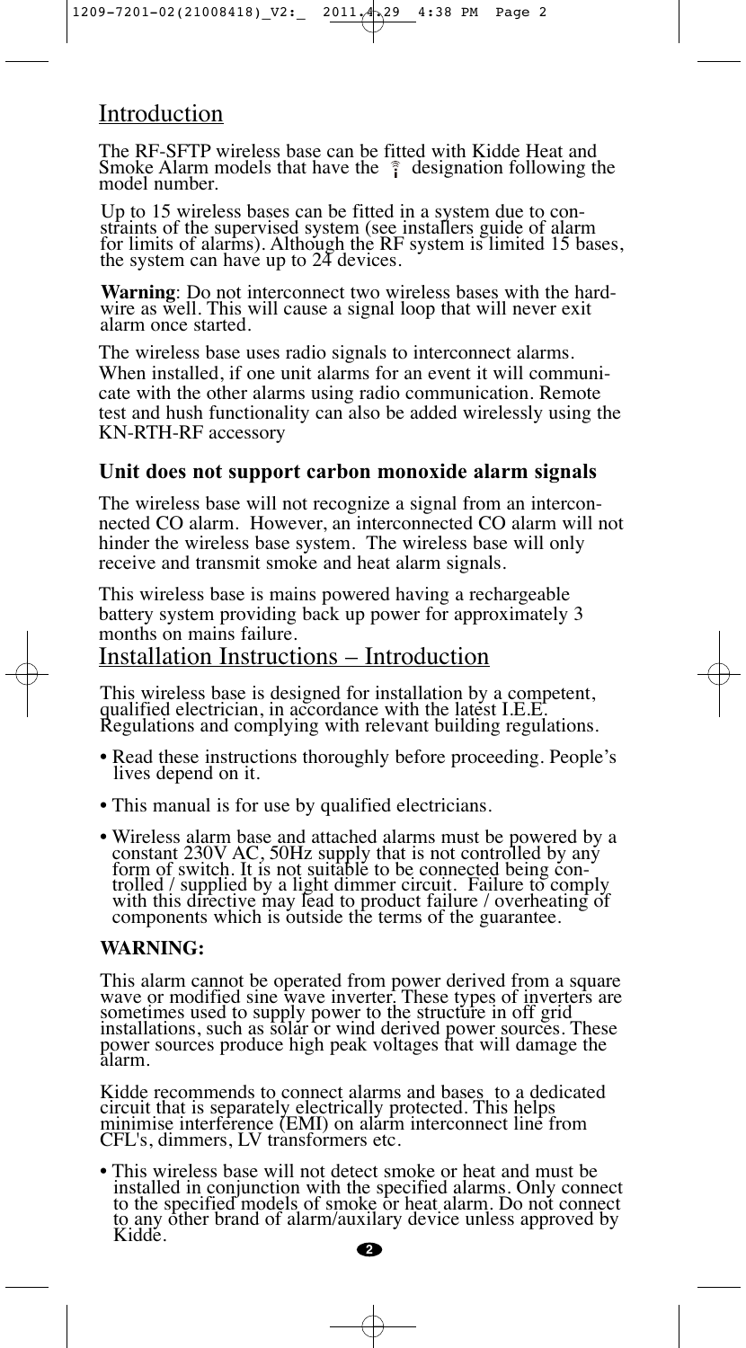## Introduction

The RF-SFTP wireless base can be fitted with Kidde Heat and Smoke Alarm models that have the ῗ designation following the model number.

Up to 15 wireless bases can be fitted in a system due to constraints of the supervised system (see installers guide of alarm for limits of alarms). Although the RF system is limited 15 bases, the system can have up to 24 devices.

**Warning**: Do not interconnect two wireless bases with the hardwire as well. This will cause a signal loop that will never exit alarm once started.

The wireless base uses radio signals to interconnect alarms. When installed, if one unit alarms for an event it will communicate with the other alarms using radio communication. Remote test and hush functionality can also be added wirelessly using the KN-RTH-RF accessory

### Unit does not support carbon monoxide alarm signals

The wireless base will not recognize a signal from an interconnected CO alarm. However, an interconnected CO alarm will not hinder the wireless base system. The wireless base will only receive and transmit smoke and heat alarm signals.

This wireless base is mains powered having a rechargeable battery system providing back up power for approximately 3 months on mains failure.

## Installation Instructions – Introduction

This wireless base is designed for installation by a competent, qualified electrician, in accordance with the latest I.E.E. Regulations and complying with relevant building regulations.

- Read these instructions thoroughly before proceeding. People's lives depend on it.
- This manual is for use by qualified electricians.
- Wireless alarm base and attached alarms must be powered by a constant 230V AC, 50Hz supply that is not controlled by any form of switch. It is not suitable to be connected being controlled / supplied by a light dimmer circuit. Failure to comply with this directive may lead to product failure / overheating of components which is outside the terms of the guarantee.

**WARNING:**

This alarm cannot be operated from power derived from a square wave or modified sine wave inverter. These types of inverters are sometimes used to supply power to the structure in off grid installations, such as solar or wind derived power sources. These power sources produce high peak voltages that will damage the alarm.

Kidde recommends to connect alarms and bases to a dedicated circuit that is separately electrically protected. This helps minimise interference (EMI) on alarm interconnect line from CFL's, dimmers, LV transformers etc.

- This wireless base will not detect smoke or heat and must be installed in conjunction with the specified alarms. Only connect to the specified models of smoke or heat alarm. Do not connect to any other brand of alarm/auxilary device unless approved by Kidde.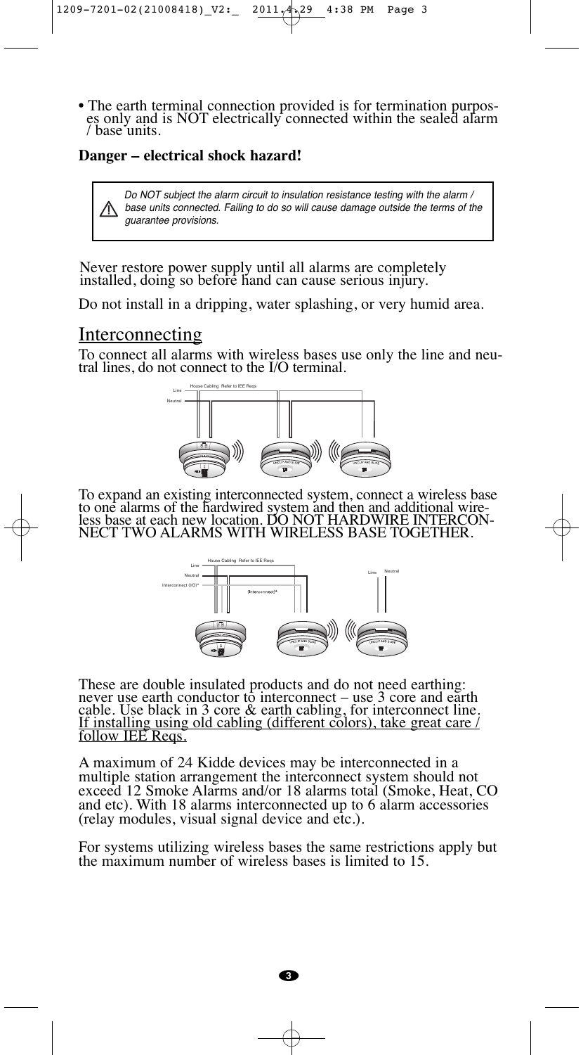- The earth terminal connection provided is for termination purposes only and is NOT electrically connected within the sealed alarm / base units.

**Danger – electrical shock hazard!**

> ⚠ *Do NOT subject the alarm circuit to insulation resistance testing with the alarm / base units connected. Failing to do so will cause damage outside the terms of the guarantee provisions.*

Never restore power supply until all alarms are completely installed, doing so before hand can cause serious injury.

Do not install in a dripping, water splashing, or very humid area.

## Interconnecting

To connect all alarms with wireless bases use only the line and neutral lines, do not connect to the I/O terminal.

Line — House Cabling Refer to IEE Reqs
Neutral

To expand an existing interconnected system, connect a wireless base to one alarms of the hardwired system and then and additional wireless base at each new location. DO NOT HARDWIRE INTERCONNECT TWO ALARMS WITH WIRELESS BASE TOGETHER.

Line — House Cabling Refer to IEE Reqs
Neutral
Interconnect (I/O)* — [Interconnect]*
Line Neutral

These are double insulated products and do not need earthing: never use earth conductor to interconnect – use 3 core and earth cable. Use black in 3 core & earth cabling, for interconnect line. If installing using old cabling (different colors), take great care / follow IEE Reqs.

A maximum of 24 Kidde devices may be interconnected in a multiple station arrangement the interconnect system should not exceed 12 Smoke Alarms and/or 18 alarms total (Smoke, Heat, CO and etc). With 18 alarms interconnected up to 6 alarm accessories (relay modules, visual signal device and etc.).

For systems utilizing wireless bases the same restrictions apply but the maximum number of wireless bases is limited to 15.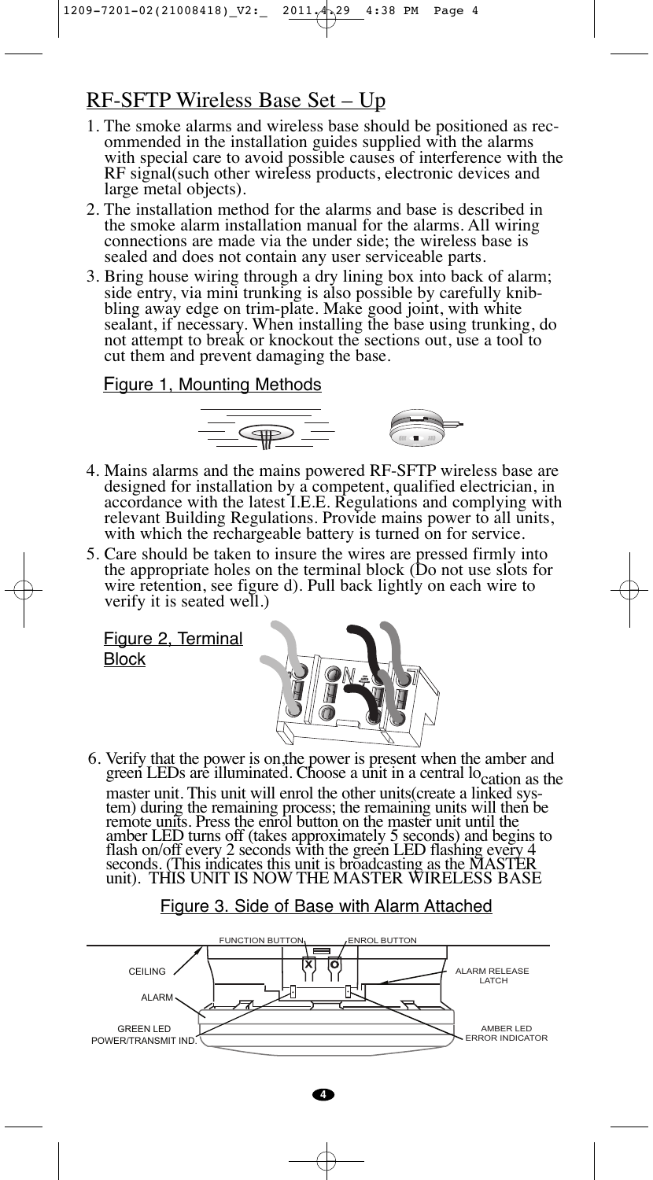## RF-SFTP Wireless Base Set – Up

1. The smoke alarms and wireless base should be positioned as recommended in the installation guides supplied with the alarms with special care to avoid possible causes of interference with the RF signal(such other wireless products, electronic devices and large metal objects).
2. The installation method for the alarms and base is described in the smoke alarm installation manual for the alarms. All wiring connections are made via the under side; the wireless base is sealed and does not contain any user serviceable parts.
3. Bring house wiring through a dry lining box into back of alarm; side entry, via mini trunking is also possible by carefully knibbling away edge on trim-plate. Make good joint, with white sealant, if necessary. When installing the base using trunking, do not attempt to break or knockout the sections out, use a tool to cut them and prevent damaging the base.

Figure 1, Mounting Methods

4. Mains alarms and the mains powered RF-SFTP wireless base are designed for installation by a competent, qualified electrician, in accordance with the latest I.E.E. Regulations and complying with relevant Building Regulations. Provide mains power to all units, with which the rechargeable battery is turned on for service.
5. Care should be taken to insure the wires are pressed firmly into the appropriate holes on the terminal block (Do not use slots for wire retention, see figure d). Pull back lightly on each wire to verify it is seated well.)

Figure 2, Terminal Block

6. Verify that the power is on,the power is present when the amber and green LEDs are illuminated. Choose a unit in a central location as the master unit. This unit will enrol the other units(create a linked system) during the remaining process; the remaining units will then be remote units. Press the enrol button on the master unit until the amber LED turns off (takes approximately 5 seconds) and begins to flash on/off every 2 seconds with the green LED flashing every 4 seconds. (This indicates this unit is broadcasting as the MASTER unit). THIS UNIT IS NOW THE MASTER WIRELESS BASE

Figure 3. Side of Base with Alarm Attached

FUNCTION BUTTON, ENROL BUTTON, CEILING, ALARM, ALARM RELEASE LATCH, GREEN LED POWER/TRANSMIT IND., AMBER LED ERROR INDICATOR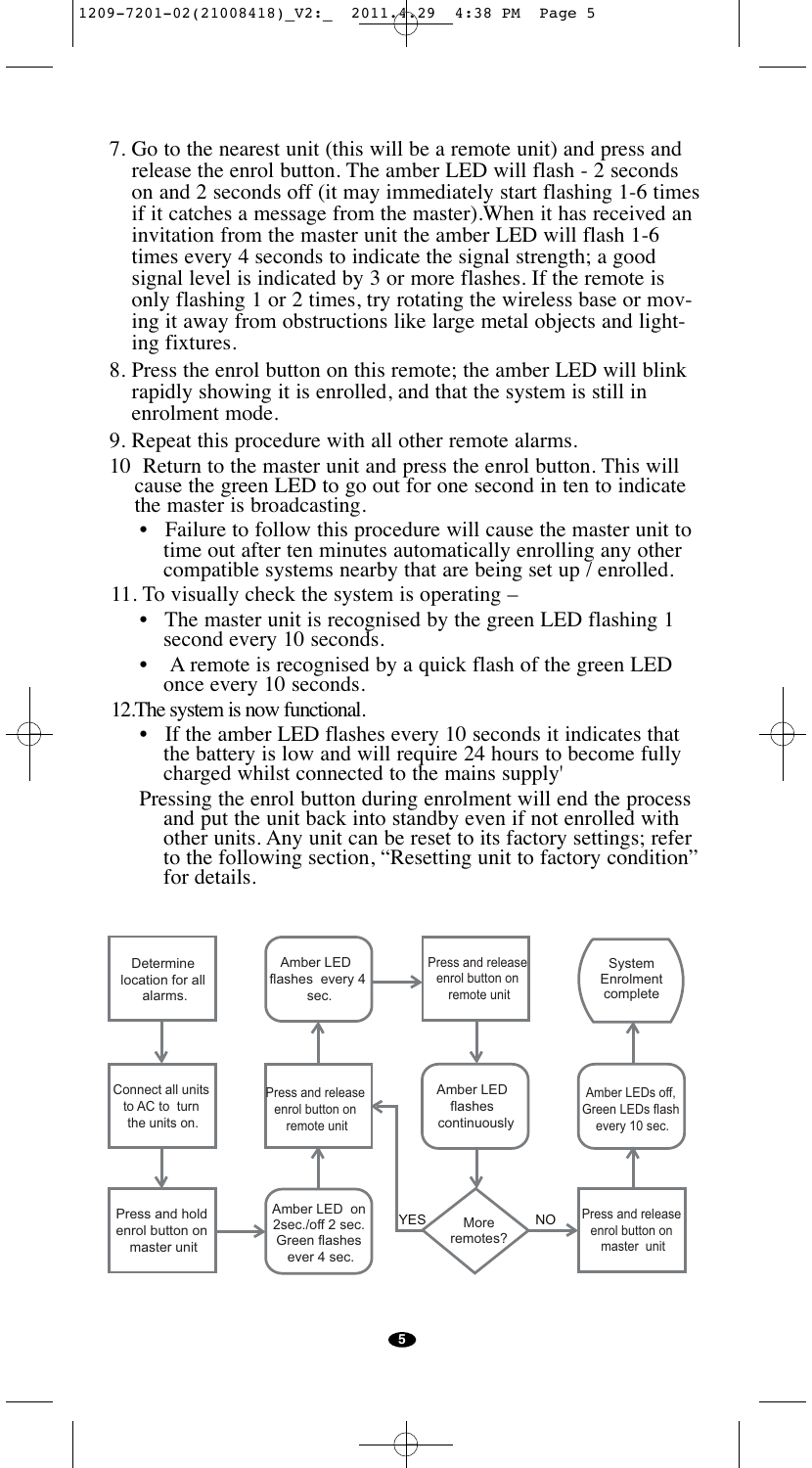7. Go to the nearest unit (this will be a remote unit) and press and release the enrol button. The amber LED will flash - 2 seconds on and 2 seconds off (it may immediately start flashing 1-6 times if it catches a message from the master).When it has received an invitation from the master unit the amber LED will flash 1-6 times every 4 seconds to indicate the signal strength; a good signal level is indicated by 3 or more flashes. If the remote is only flashing 1 or 2 times, try rotating the wireless base or moving it away from obstructions like large metal objects and lighting fixtures.
8. Press the enrol button on this remote; the amber LED will blink rapidly showing it is enrolled, and that the system is still in enrolment mode.
9. Repeat this procedure with all other remote alarms.
10 Return to the master unit and press the enrol button. This will cause the green LED to go out for one second in ten to indicate the master is broadcasting.
   - Failure to follow this procedure will cause the master unit to time out after ten minutes automatically enrolling any other compatible systems nearby that are being set up / enrolled.
11. To visually check the system is operating –
   - The master unit is recognised by the green LED flashing 1 second every 10 seconds.
   - A remote is recognised by a quick flash of the green LED once every 10 seconds.

12.The system is now functional.

- If the amber LED flashes every 10 seconds it indicates that the battery is low and will require 24 hours to become fully charged whilst connected to the mains supply'

Pressing the enrol button during enrolment will end the process and put the unit back into standby even if not enrolled with other units. Any unit can be reset to its factory settings; refer to the following section, "Resetting unit to factory condition" for details.

Determine location for all alarms. → Connect all units to AC to turn the units on. → Press and hold enrol button on master unit → Amber LED on 2sec./off 2 sec. Green flashes ever 4 sec. → Press and release enrol button on remote unit → Amber LED flashes every 4 sec. → Press and release enrol button on remote unit → Amber LED flashes continuously → More remotes?

YES → Press and release enrol button on remote unit

NO → Press and release enrol button on master unit → Amber LEDs off, Green LEDs flash every 10 sec. → System Enrolment complete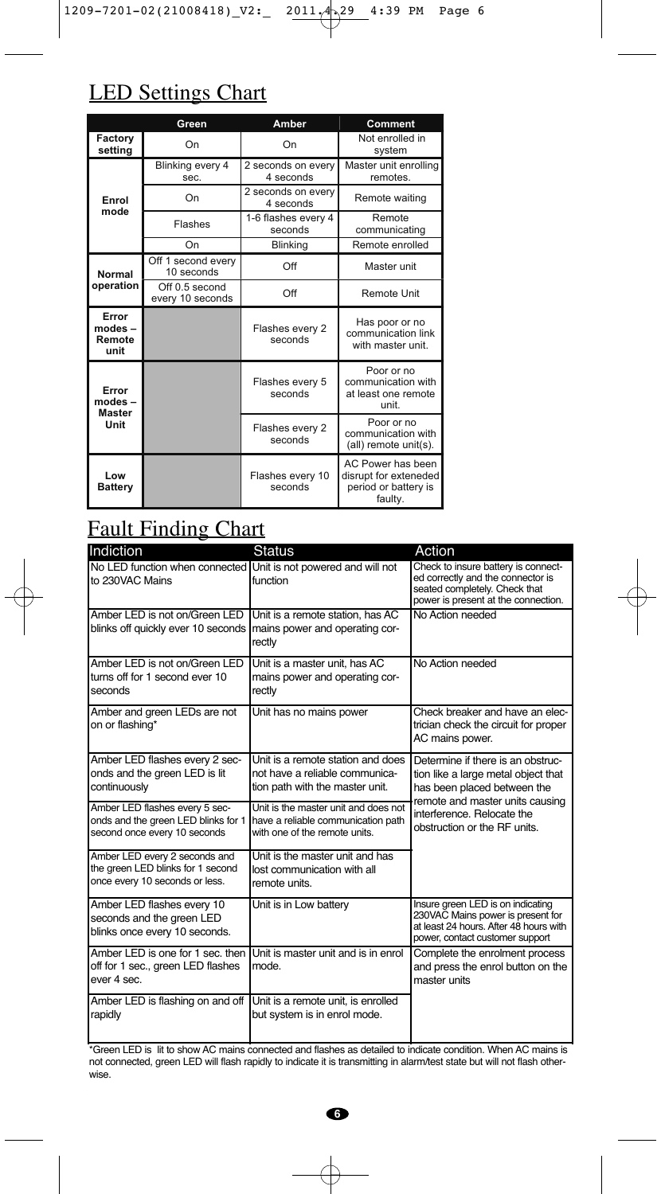## LED Settings Chart

| | Green | Amber | Comment |
|---|---|---|---|
| **Factory setting** | On | On | Not enrolled in system |
| **Enrol mode** | Blinking every 4 sec. | 2 seconds on every 4 seconds | Master unit enrolling remotes. |
| | On | 2 seconds on every 4 seconds | Remote waiting |
| | Flashes | 1-6 flashes every 4 seconds | Remote communicating |
| | On | Blinking | Remote enrolled |
| **Normal operation** | Off 1 second every 10 seconds | Off | Master unit |
| | Off 0.5 second every 10 seconds | Off | Remote Unit |
| **Error modes – Remote unit** | | Flashes every 2 seconds | Has poor or no communication link with master unit. |
| **Error modes – Master Unit** | | Flashes every 5 seconds | Poor or no communication with at least one remote unit. |
| | | Flashes every 2 seconds | Poor or no communication with (all) remote unit(s). |
| **Low Battery** | | Flashes every 10 seconds | AC Power has been disrupt for exteneded period or battery is faulty. |

## Fault Finding Chart

| Indiction | Status | Action |
|---|---|---|
| No LED function when connected to 230VAC Mains | Unit is not powered and will not function | Check to insure battery is connected correctly and the connector is seated completely. Check that power is present at the connection. |
| Amber LED is not on/Green LED blinks off quickly ever 10 seconds | Unit is a remote station, has AC mains power and operating correctly | No Action needed |
| Amber LED is not on/Green LED turns off for 1 second ever 10 seconds | Unit is a master unit, has AC mains power and operating correctly | No Action needed |
| Amber and green LEDs are not on or flashing* | Unit has no mains power | Check breaker and have an electrician check the circuit for proper AC mains power. |
| Amber LED flashes every 2 seconds and the green LED is lit continuously | Unit is a remote station and does not have a reliable communication path with the master unit. | Determine if there is an obstruction like a large metal object that has been placed between the remote and master units causing interference. Relocate the obstruction or the RF units. |
| Amber LED flashes every 5 seconds and the green LED blinks for 1 second once every 10 seconds | Unit is the master unit and does not have a reliable communication path with one of the remote units. | |
| Amber LED every 2 seconds and the green LED blinks for 1 second once every 10 seconds or less. | Unit is the master unit and has lost communication with all remote units. | |
| Amber LED flashes every 10 seconds and the green LED blinks once every 10 seconds. | Unit is in Low battery | Insure green LED is on indicating 230VAC Mains power is present for at least 24 hours. After 48 hours with power, contact customer support |
| Amber LED is one for 1 sec. then off for 1 sec., green LED flashes ever 4 sec. | Unit is master unit and is in enrol mode. | Complete the enrolment process and press the enrol button on the master units |
| Amber LED is flashing on and off rapidly | Unit is a remote unit, is enrolled but system is in enrol mode. | |

*Green LED is lit to show AC mains connected and flashes as detailed to indicate condition. When AC mains is not connected, green LED will flash rapidly to indicate it is transmitting in alarm/test state but will not flash otherwise.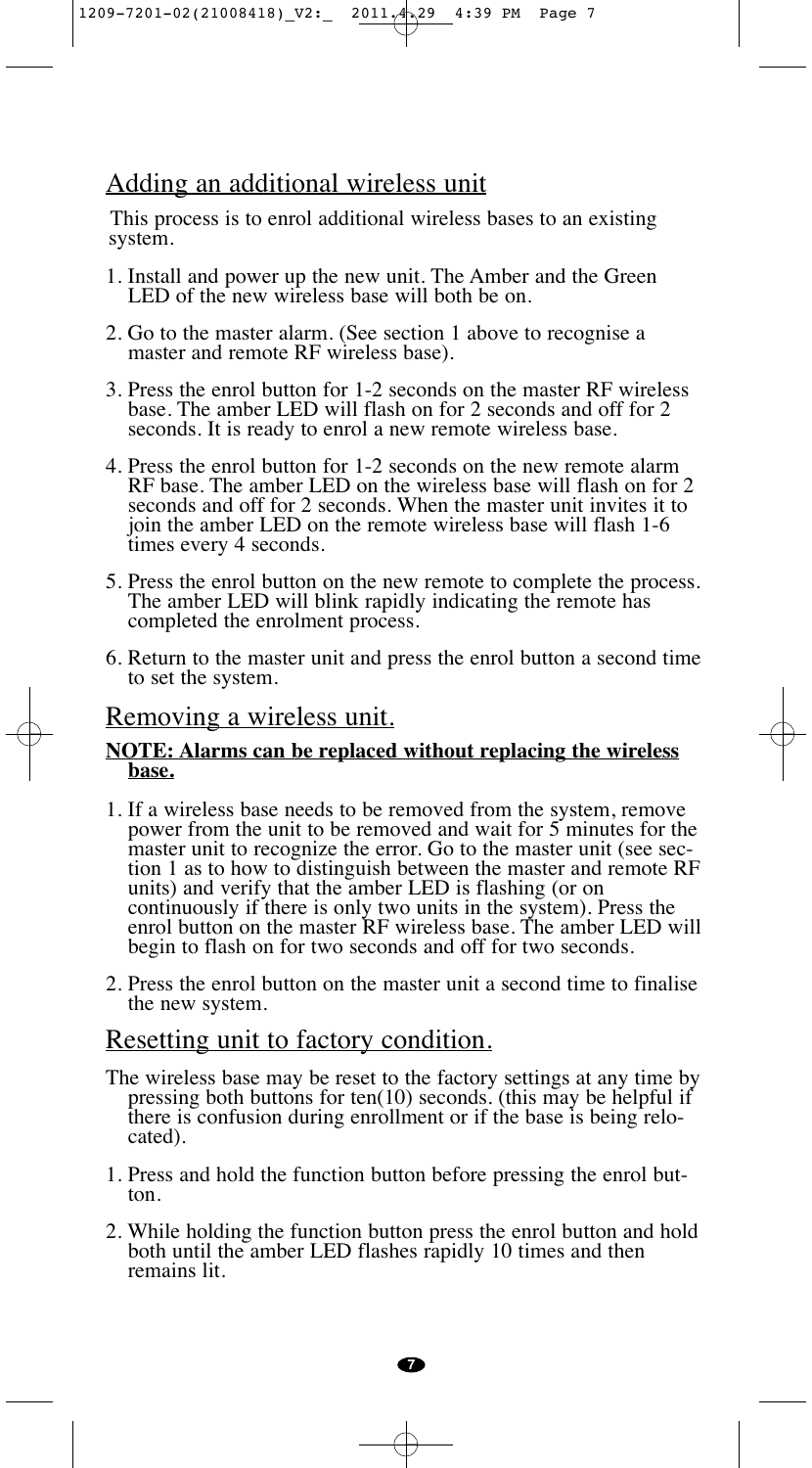## Adding an additional wireless unit

This process is to enrol additional wireless bases to an existing system.

1. Install and power up the new unit. The Amber and the Green LED of the new wireless base will both be on.

2. Go to the master alarm. (See section 1 above to recognise a master and remote RF wireless base).

3. Press the enrol button for 1-2 seconds on the master RF wireless base. The amber LED will flash on for 2 seconds and off for 2 seconds. It is ready to enrol a new remote wireless base.

4. Press the enrol button for 1-2 seconds on the new remote alarm RF base. The amber LED on the wireless base will flash on for 2 seconds and off for 2 seconds. When the master unit invites it to join the amber LED on the remote wireless base will flash 1-6 times every 4 seconds.

5. Press the enrol button on the new remote to complete the process. The amber LED will blink rapidly indicating the remote has completed the enrolment process.

6. Return to the master unit and press the enrol button a second time to set the system.

## Removing a wireless unit.

**NOTE: Alarms can be replaced without replacing the wireless base.**

1. If a wireless base needs to be removed from the system, remove power from the unit to be removed and wait for 5 minutes for the master unit to recognize the error. Go to the master unit (see section 1 as to how to distinguish between the master and remote RF units) and verify that the amber LED is flashing (or on continuously if there is only two units in the system). Press the enrol button on the master RF wireless base. The amber LED will begin to flash on for two seconds and off for two seconds.

2. Press the enrol button on the master unit a second time to finalise the new system.

## Resetting unit to factory condition.

The wireless base may be reset to the factory settings at any time by pressing both buttons for ten(10) seconds. (this may be helpful if there is confusion during enrollment or if the base is being relocated).

1. Press and hold the function button before pressing the enrol button.

2. While holding the function button press the enrol button and hold both until the amber LED flashes rapidly 10 times and then remains lit.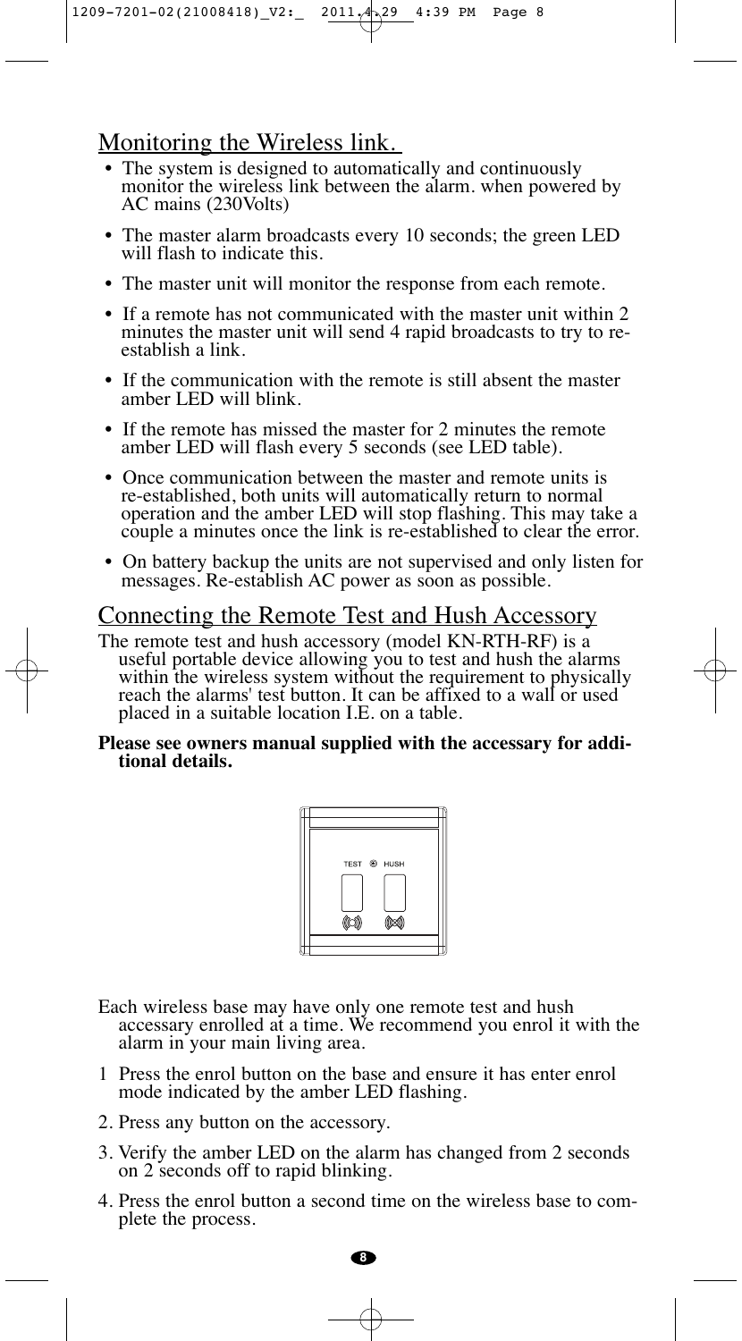## Monitoring the Wireless link.

- The system is designed to automatically and continuously monitor the wireless link between the alarm. when powered by AC mains (230Volts)
- The master alarm broadcasts every 10 seconds; the green LED will flash to indicate this.
- The master unit will monitor the response from each remote.
- If a remote has not communicated with the master unit within 2 minutes the master unit will send 4 rapid broadcasts to try to re-establish a link.
- If the communication with the remote is still absent the master amber LED will blink.
- If the remote has missed the master for 2 minutes the remote amber LED will flash every 5 seconds (see LED table).
- Once communication between the master and remote units is re-established, both units will automatically return to normal operation and the amber LED will stop flashing. This may take a couple a minutes once the link is re-established to clear the error.
- On battery backup the units are not supervised and only listen for messages. Re-establish AC power as soon as possible.

## Connecting the Remote Test and Hush Accessory

The remote test and hush accessory (model KN-RTH-RF) is a useful portable device allowing you to test and hush the alarms within the wireless system without the requirement to physically reach the alarms' test button. It can be affixed to a wall or used placed in a suitable location I.E. on a table.

**Please see owners manual supplied with the accessary for additional details.**

TEST HUSH

Each wireless base may have only one remote test and hush accessary enrolled at a time. We recommend you enrol it with the alarm in your main living area.

1 Press the enrol button on the base and ensure it has enter enrol mode indicated by the amber LED flashing.

2. Press any button on the accessory.

3. Verify the amber LED on the alarm has changed from 2 seconds on 2 seconds off to rapid blinking.

4. Press the enrol button a second time on the wireless base to complete the process.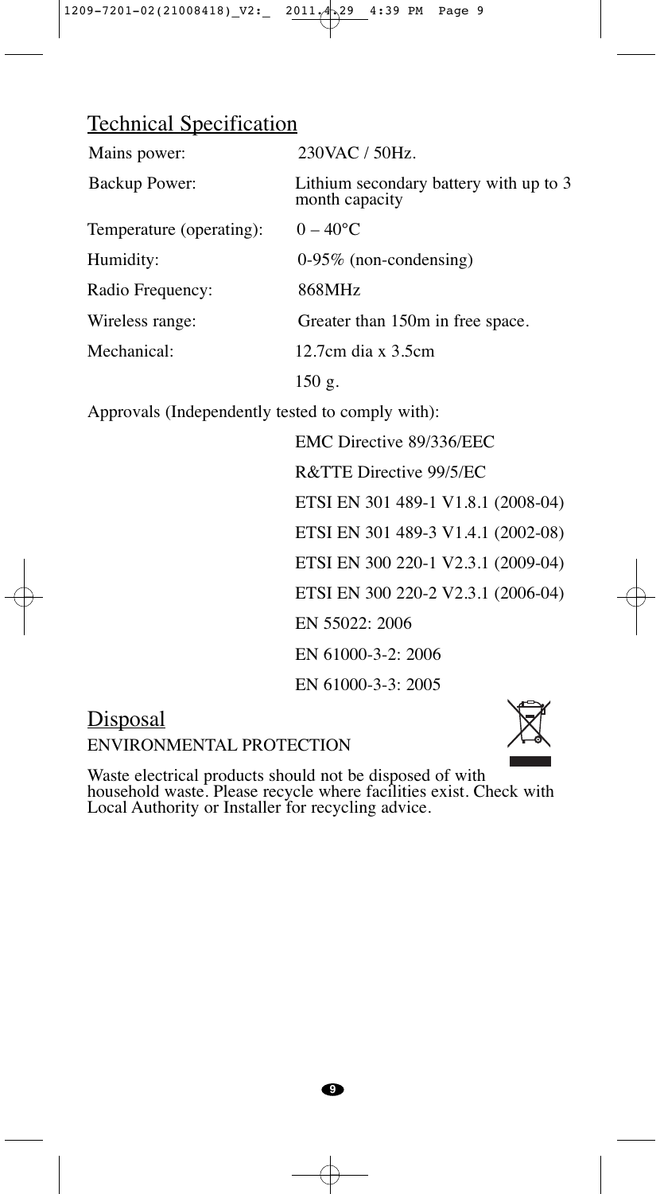## Technical Specification

| | |
|---|---|
| Mains power: | 230VAC / 50Hz. |
| Backup Power: | Lithium secondary battery with up to 3 month capacity |
| Temperature (operating): | 0 – 40°C |
| Humidity: | 0-95% (non-condensing) |
| Radio Frequency: | 868MHz |
| Wireless range: | Greater than 150m in free space. |
| Mechanical: | 12.7cm dia x 3.5cm |
| | 150 g. |

Approvals (Independently tested to comply with):

- EMC Directive 89/336/EEC
- R&TTE Directive 99/5/EC
- ETSI EN 301 489-1 V1.8.1 (2008-04)
- ETSI EN 301 489-3 V1.4.1 (2002-08)
- ETSI EN 300 220-1 V2.3.1 (2009-04)
- ETSI EN 300 220-2 V2.3.1 (2006-04)
- EN 55022: 2006
- EN 61000-3-2: 2006
- EN 61000-3-3: 2005

## Disposal

ENVIRONMENTAL PROTECTION

Waste electrical products should not be disposed of with household waste. Please recycle where facilities exist. Check with Local Authority or Installer for recycling advice.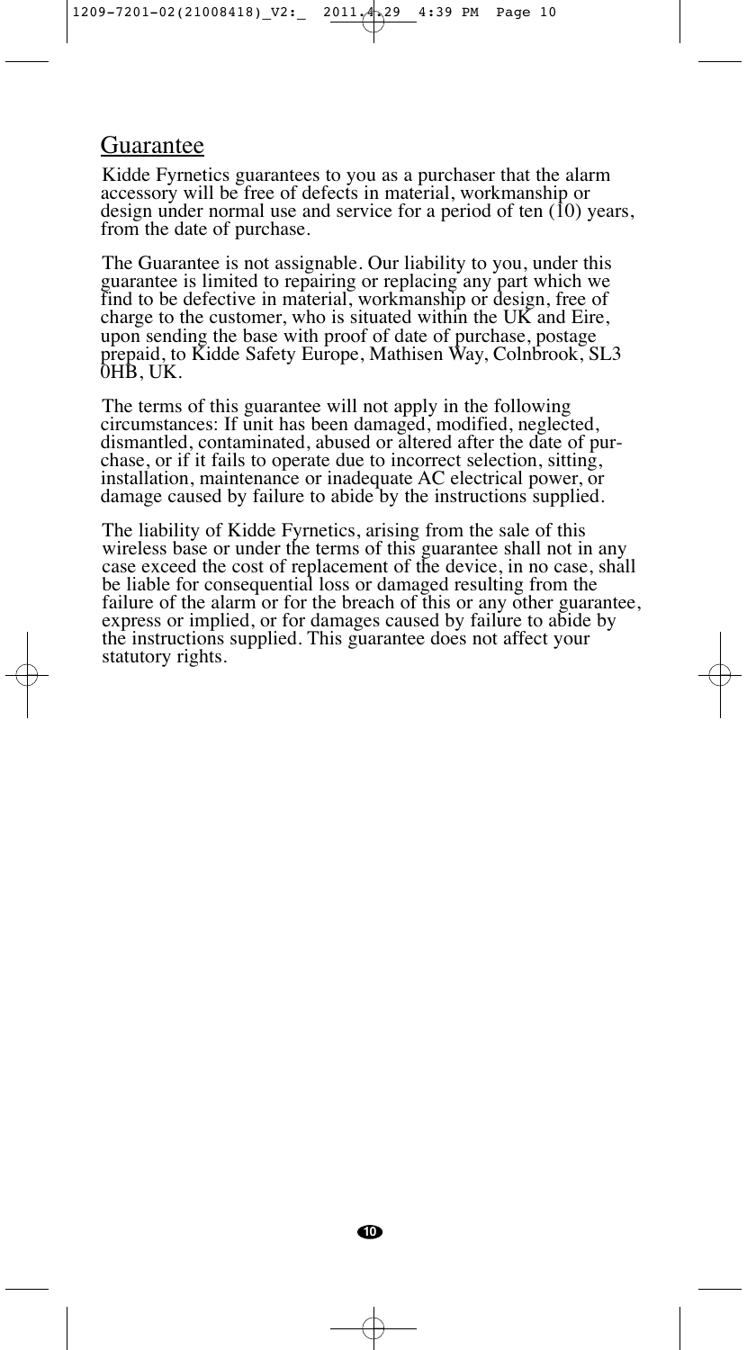## Guarantee

Kidde Fyrnetics guarantees to you as a purchaser that the alarm accessory will be free of defects in material, workmanship or design under normal use and service for a period of ten (10) years, from the date of purchase.

The Guarantee is not assignable. Our liability to you, under this guarantee is limited to repairing or replacing any part which we find to be defective in material, workmanship or design, free of charge to the customer, who is situated within the UK and Eire, upon sending the base with proof of date of purchase, postage prepaid, to Kidde Safety Europe, Mathisen Way, Colnbrook, SL3 0HB, UK.

The terms of this guarantee will not apply in the following circumstances: If unit has been damaged, modified, neglected, dismantled, contaminated, abused or altered after the date of purchase, or if it fails to operate due to incorrect selection, sitting, installation, maintenance or inadequate AC electrical power, or damage caused by failure to abide by the instructions supplied.

The liability of Kidde Fyrnetics, arising from the sale of this wireless base or under the terms of this guarantee shall not in any case exceed the cost of replacement of the device, in no case, shall be liable for consequential loss or damaged resulting from the failure of the alarm or for the breach of this or any other guarantee, express or implied, or for damages caused by failure to abide by the instructions supplied. This guarantee does not affect your statutory rights.